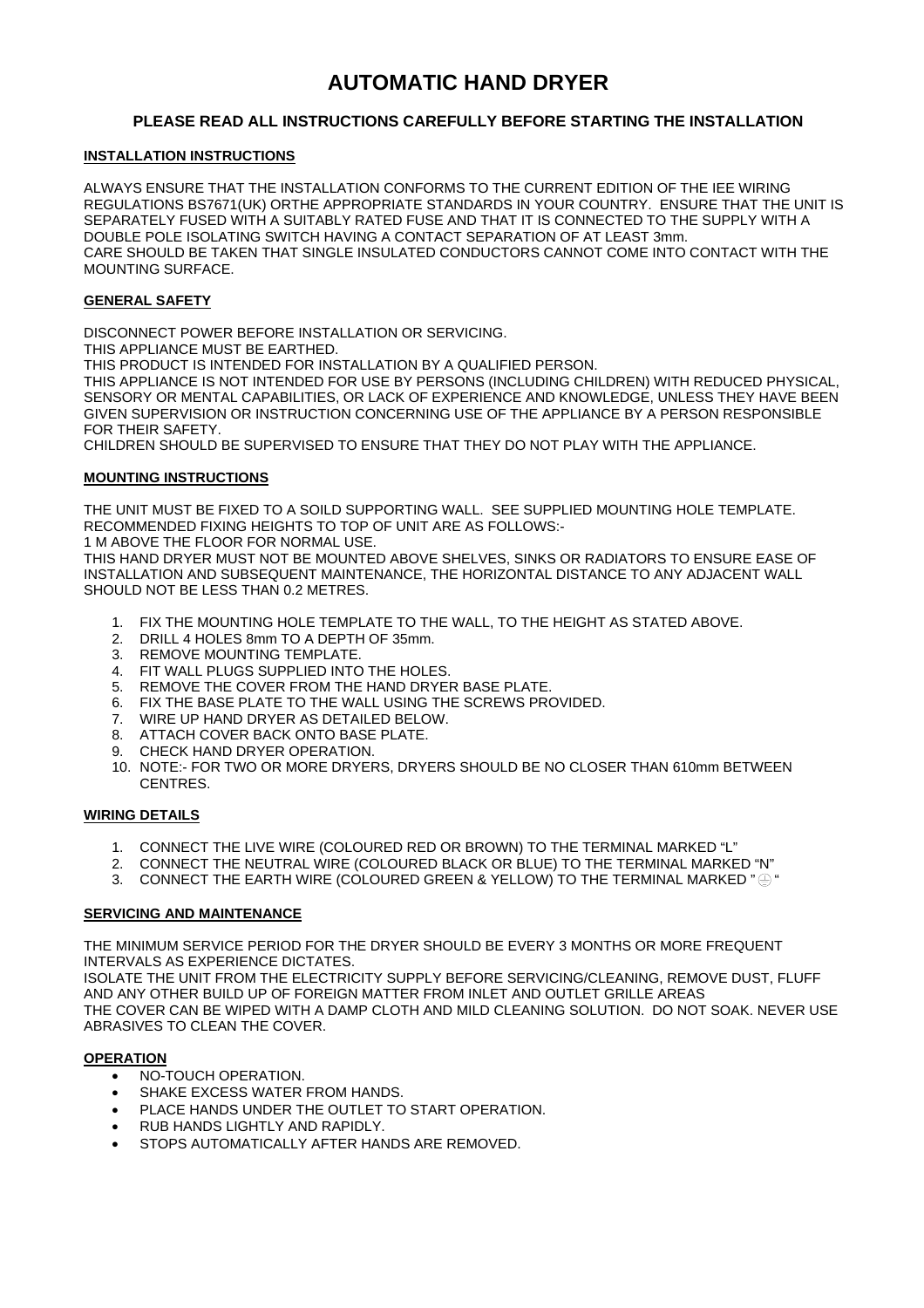# AUTOMATIC HAND DRYER

## PLEASE READ ALL INSTRUCTIONS CAREFULLY BEFORE STARTING THE INSTALLATION

### INSTALLATION INSTRUCTIONS

ALWAYS ENSURE THAT THE INSTALLATION CONFORMS TO THE CURRENT EDITION OF THE IEE WIRING REGULATIONS BS7671(UK) ORTHE APPROPRIATE STANDARDS IN YOUR COUNTRY. ENSURE THAT THE UNIT IS SEPARATELY FUSED WITH A SUITABLY RATED FUSE AND THAT IT IS CONNECTED TO THE SUPPLY WITH A DOUBLE POLE ISOLATING SWITCH HAVING A CONTACT SEPARATION OF AT LEAST 3mm.
CARE SHOULD BE TAKEN THAT SINGLE INSULATED CONDUCTORS CANNOT COME INTO CONTACT WITH THE MOUNTING SURFACE.

### GENERAL SAFETY

DISCONNECT POWER BEFORE INSTALLATION OR SERVICING.
THIS APPLIANCE MUST BE EARTHED.
THIS PRODUCT IS INTENDED FOR INSTALLATION BY A QUALIFIED PERSON.
THIS APPLIANCE IS NOT INTENDED FOR USE BY PERSONS (INCLUDING CHILDREN) WITH REDUCED PHYSICAL, SENSORY OR MENTAL CAPABILITIES, OR LACK OF EXPERIENCE AND KNOWLEDGE, UNLESS THEY HAVE BEEN GIVEN SUPERVISION OR INSTRUCTION CONCERNING USE OF THE APPLIANCE BY A PERSON RESPONSIBLE FOR THEIR SAFETY.
CHILDREN SHOULD BE SUPERVISED TO ENSURE THAT THEY DO NOT PLAY WITH THE APPLIANCE.

### MOUNTING INSTRUCTIONS

THE UNIT MUST BE FIXED TO A SOILD SUPPORTING WALL. SEE SUPPLIED MOUNTING HOLE TEMPLATE.
RECOMMENDED FIXING HEIGHTS TO TOP OF UNIT ARE AS FOLLOWS:-
1 M ABOVE THE FLOOR FOR NORMAL USE.
THIS HAND DRYER MUST NOT BE MOUNTED ABOVE SHELVES, SINKS OR RADIATORS TO ENSURE EASE OF INSTALLATION AND SUBSEQUENT MAINTENANCE, THE HORIZONTAL DISTANCE TO ANY ADJACENT WALL SHOULD NOT BE LESS THAN 0.2 METRES.

1. FIX THE MOUNTING HOLE TEMPLATE TO THE WALL, TO THE HEIGHT AS STATED ABOVE.
2. DRILL 4 HOLES 8mm TO A DEPTH OF 35mm.
3. REMOVE MOUNTING TEMPLATE.
4. FIT WALL PLUGS SUPPLIED INTO THE HOLES.
5. REMOVE THE COVER FROM THE HAND DRYER BASE PLATE.
6. FIX THE BASE PLATE TO THE WALL USING THE SCREWS PROVIDED.
7. WIRE UP HAND DRYER AS DETAILED BELOW.
8. ATTACH COVER BACK ONTO BASE PLATE.
9. CHECK HAND DRYER OPERATION.
10. NOTE:- FOR TWO OR MORE DRYERS, DRYERS SHOULD BE NO CLOSER THAN 610mm BETWEEN CENTRES.

### WIRING DETAILS

1. CONNECT THE LIVE WIRE (COLOURED RED OR BROWN) TO THE TERMINAL MARKED "L"
2. CONNECT THE NEUTRAL WIRE (COLOURED BLACK OR BLUE) TO THE TERMINAL MARKED "N"
3. CONNECT THE EARTH WIRE (COLOURED GREEN & YELLOW) TO THE TERMINAL MARKED " ⏚ "

### SERVICING AND MAINTENANCE

THE MINIMUM SERVICE PERIOD FOR THE DRYER SHOULD BE EVERY 3 MONTHS OR MORE FREQUENT INTERVALS AS EXPERIENCE DICTATES.
ISOLATE THE UNIT FROM THE ELECTRICITY SUPPLY BEFORE SERVICING/CLEANING, REMOVE DUST, FLUFF AND ANY OTHER BUILD UP OF FOREIGN MATTER FROM INLET AND OUTLET GRILLE AREAS
THE COVER CAN BE WIPED WITH A DAMP CLOTH AND MILD CLEANING SOLUTION. DO NOT SOAK. NEVER USE ABRASIVES TO CLEAN THE COVER.

### OPERATION

- NO-TOUCH OPERATION.
- SHAKE EXCESS WATER FROM HANDS.
- PLACE HANDS UNDER THE OUTLET TO START OPERATION.
- RUB HANDS LIGHTLY AND RAPIDLY.
- STOPS AUTOMATICALLY AFTER HANDS ARE REMOVED.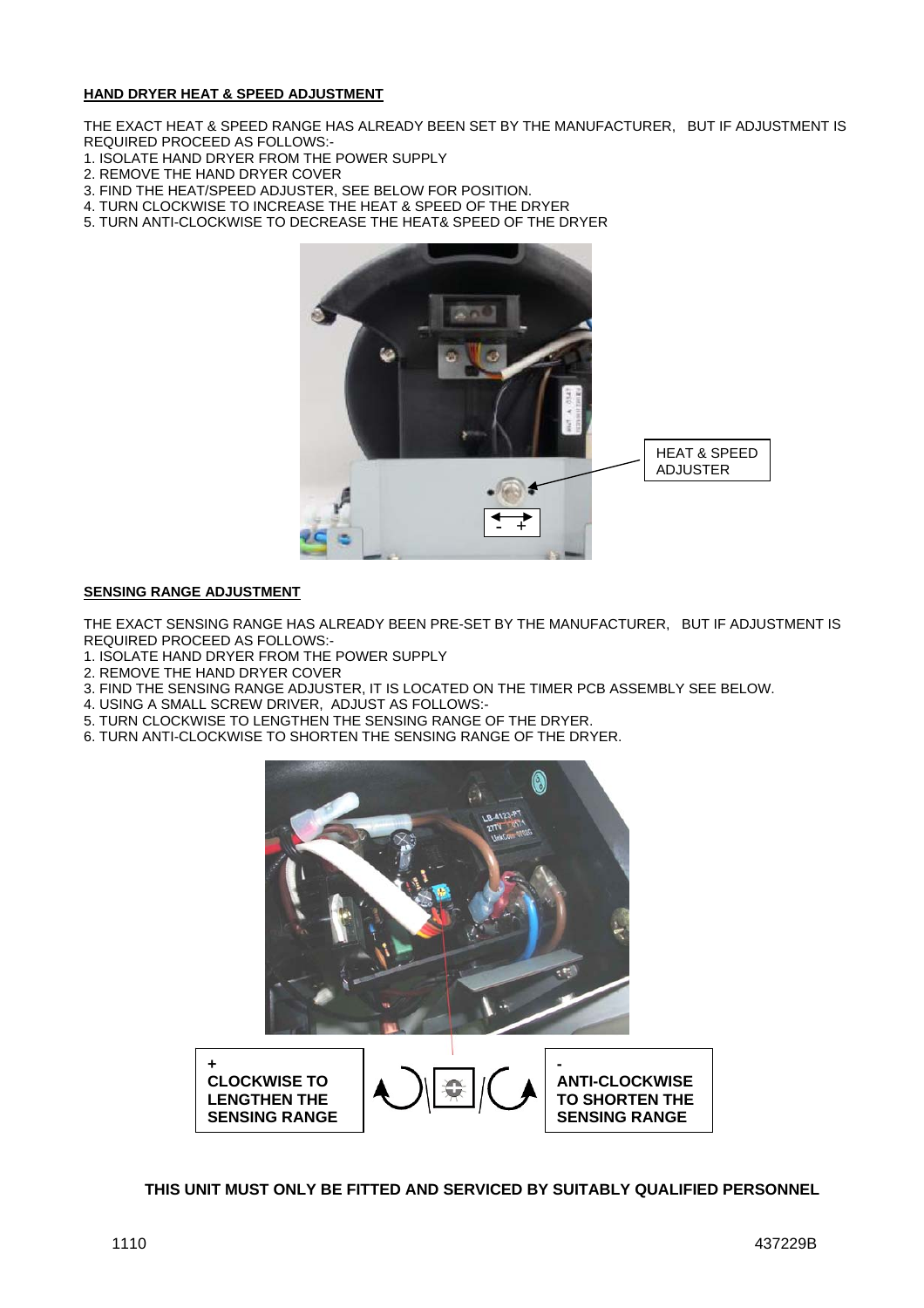**HAND DRYER HEAT & SPEED ADJUSTMENT**

THE EXACT HEAT & SPEED RANGE HAS ALREADY BEEN SET BY THE MANUFACTURER, BUT IF ADJUSTMENT IS REQUIRED PROCEED AS FOLLOWS:-

1. ISOLATE HAND DRYER FROM THE POWER SUPPLY
2. REMOVE THE HAND DRYER COVER
3. FIND THE HEAT/SPEED ADJUSTER, SEE BELOW FOR POSITION.
4. TURN CLOCKWISE TO INCREASE THE HEAT & SPEED OF THE DRYER
5. TURN ANTI-CLOCKWISE TO DECREASE THE HEAT& SPEED OF THE DRYER

HEAT & SPEED ADJUSTER

\- +

**SENSING RANGE ADJUSTMENT**

THE EXACT SENSING RANGE HAS ALREADY BEEN PRE-SET BY THE MANUFACTURER, BUT IF ADJUSTMENT IS REQUIRED PROCEED AS FOLLOWS:-

1. ISOLATE HAND DRYER FROM THE POWER SUPPLY
2. REMOVE THE HAND DRYER COVER
3. FIND THE SENSING RANGE ADJUSTER, IT IS LOCATED ON THE TIMER PCB ASSEMBLY SEE BELOW.
4. USING A SMALL SCREW DRIVER, ADJUST AS FOLLOWS:-
5. TURN CLOCKWISE TO LENGTHEN THE SENSING RANGE OF THE DRYER.
6. TURN ANTI-CLOCKWISE TO SHORTEN THE SENSING RANGE OF THE DRYER.

**+ CLOCKWISE TO LENGTHEN THE SENSING RANGE**

**- ANTI-CLOCKWISE TO SHORTEN THE SENSING RANGE**

**THIS UNIT MUST ONLY BE FITTED AND SERVICED BY SUITABLY QUALIFIED PERSONNEL**

1110 437229B